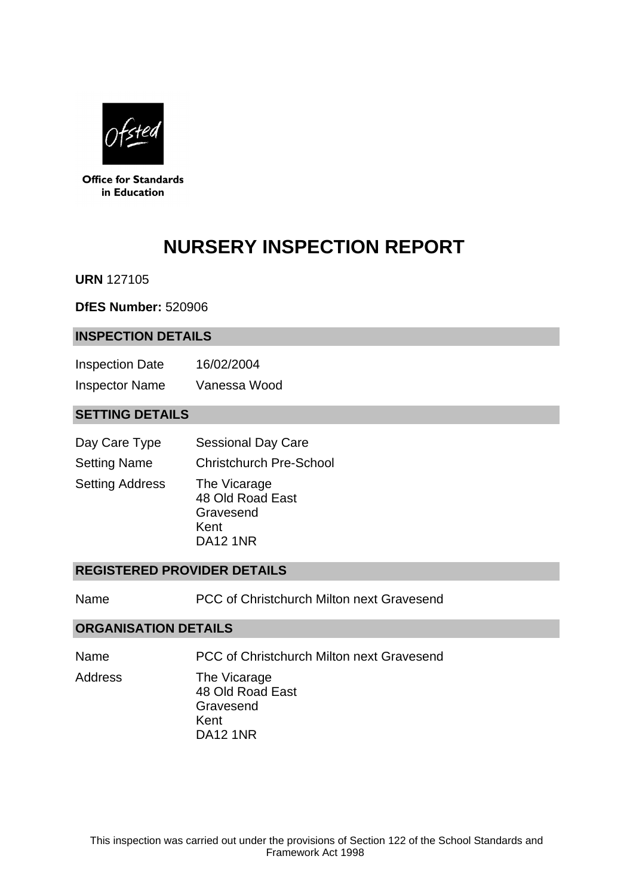Office for Standards in Education

# NURSERY INSPECTION REPORT

**URN** 127105

**DfES Number:** 520906

## INSPECTION DETAILS

| | |
|---|---|
| Inspection Date | 16/02/2004 |
| Inspector Name | Vanessa Wood |

## SETTING DETAILS

| | |
|---|---|
| Day Care Type | Sessional Day Care |
| Setting Name | Christchurch Pre-School |
| Setting Address | The Vicarage<br>48 Old Road East<br>Gravesend<br>Kent<br>DA12 1NR |

## REGISTERED PROVIDER DETAILS

| | |
|---|---|
| Name | PCC of Christchurch Milton next Gravesend |

## ORGANISATION DETAILS

| | |
|---|---|
| Name | PCC of Christchurch Milton next Gravesend |
| Address | The Vicarage<br>48 Old Road East<br>Gravesend<br>Kent<br>DA12 1NR |

This inspection was carried out under the provisions of Section 122 of the School Standards and Framework Act 1998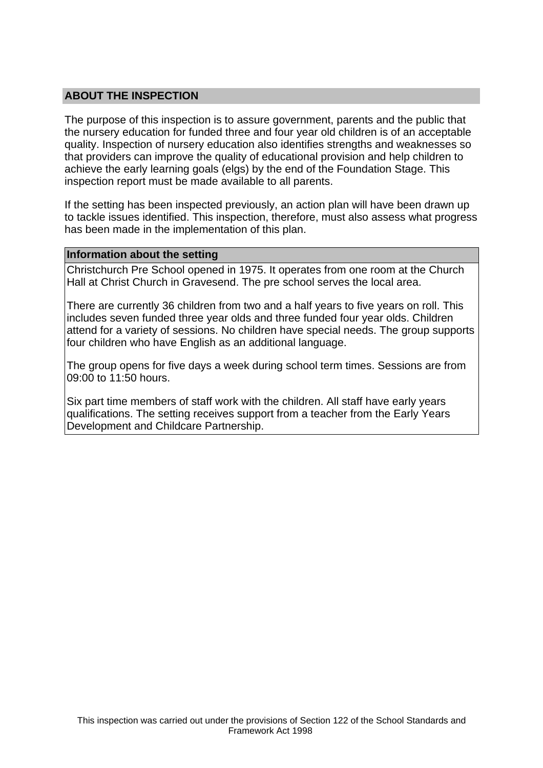## ABOUT THE INSPECTION

The purpose of this inspection is to assure government, parents and the public that the nursery education for funded three and four year old children is of an acceptable quality. Inspection of nursery education also identifies strengths and weaknesses so that providers can improve the quality of educational provision and help children to achieve the early learning goals (elgs) by the end of the Foundation Stage. This inspection report must be made available to all parents.

If the setting has been inspected previously, an action plan will have been drawn up to tackle issues identified. This inspection, therefore, must also assess what progress has been made in the implementation of this plan.

### Information about the setting

Christchurch Pre School opened in 1975. It operates from one room at the Church Hall at Christ Church in Gravesend. The pre school serves the local area.

There are currently 36 children from two and a half years to five years on roll. This includes seven funded three year olds and three funded four year olds. Children attend for a variety of sessions. No children have special needs. The group supports four children who have English as an additional language.

The group opens for five days a week during school term times. Sessions are from 09:00 to 11:50 hours.

Six part time members of staff work with the children. All staff have early years qualifications. The setting receives support from a teacher from the Early Years Development and Childcare Partnership.

This inspection was carried out under the provisions of Section 122 of the School Standards and Framework Act 1998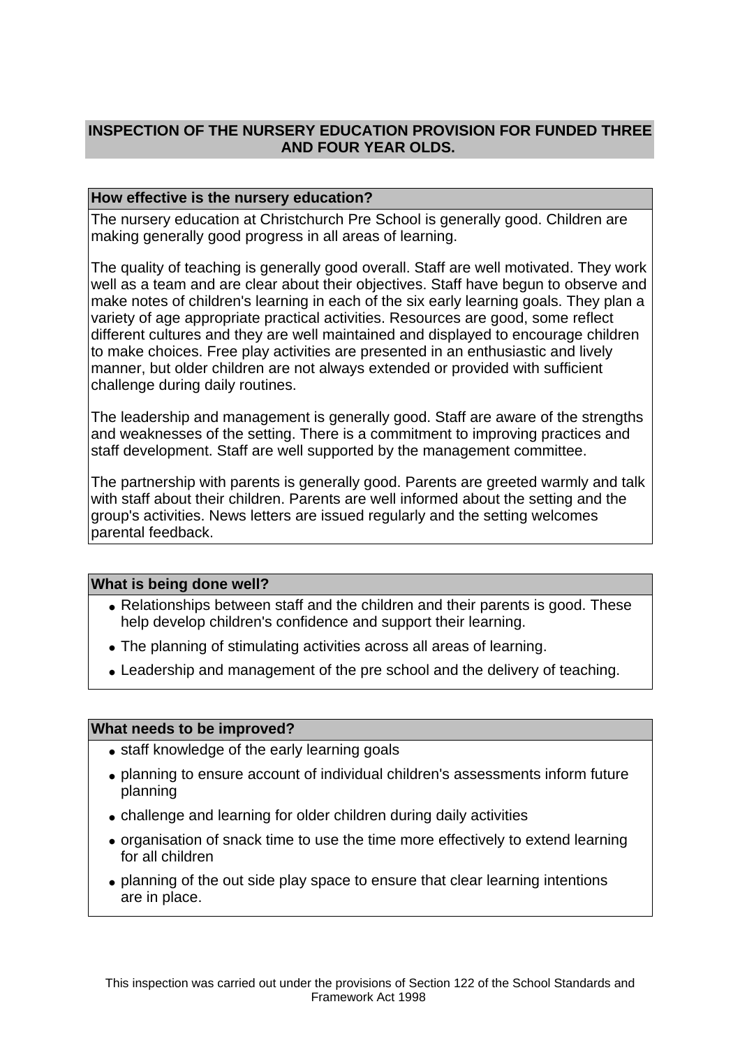# INSPECTION OF THE NURSERY EDUCATION PROVISION FOR FUNDED THREE AND FOUR YEAR OLDS.

## How effective is the nursery education?

The nursery education at Christchurch Pre School is generally good. Children are making generally good progress in all areas of learning.

The quality of teaching is generally good overall. Staff are well motivated. They work well as a team and are clear about their objectives. Staff have begun to observe and make notes of children's learning in each of the six early learning goals. They plan a variety of age appropriate practical activities. Resources are good, some reflect different cultures and they are well maintained and displayed to encourage children to make choices. Free play activities are presented in an enthusiastic and lively manner, but older children are not always extended or provided with sufficient challenge during daily routines.

The leadership and management is generally good. Staff are aware of the strengths and weaknesses of the setting. There is a commitment to improving practices and staff development. Staff are well supported by the management committee.

The partnership with parents is generally good. Parents are greeted warmly and talk with staff about their children. Parents are well informed about the setting and the group's activities. News letters are issued regularly and the setting welcomes parental feedback.

## What is being done well?

- Relationships between staff and the children and their parents is good. These help develop children's confidence and support their learning.
- The planning of stimulating activities across all areas of learning.
- Leadership and management of the pre school and the delivery of teaching.

## What needs to be improved?

- staff knowledge of the early learning goals
- planning to ensure account of individual children's assessments inform future planning
- challenge and learning for older children during daily activities
- organisation of snack time to use the time more effectively to extend learning for all children
- planning of the out side play space to ensure that clear learning intentions are in place.

This inspection was carried out under the provisions of Section 122 of the School Standards and Framework Act 1998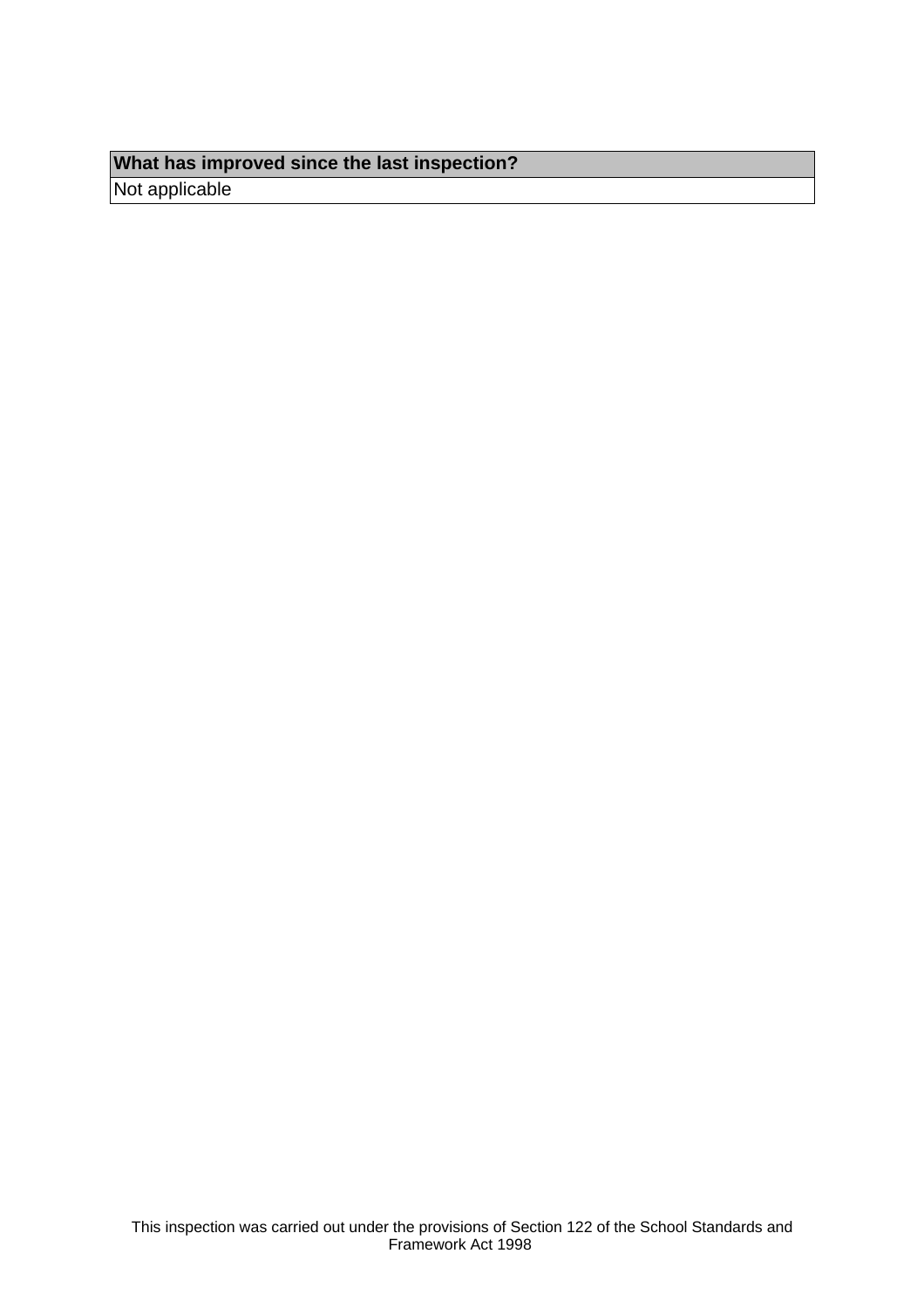| What has improved since the last inspection? |
| --- |
| Not applicable |

This inspection was carried out under the provisions of Section 122 of the School Standards and Framework Act 1998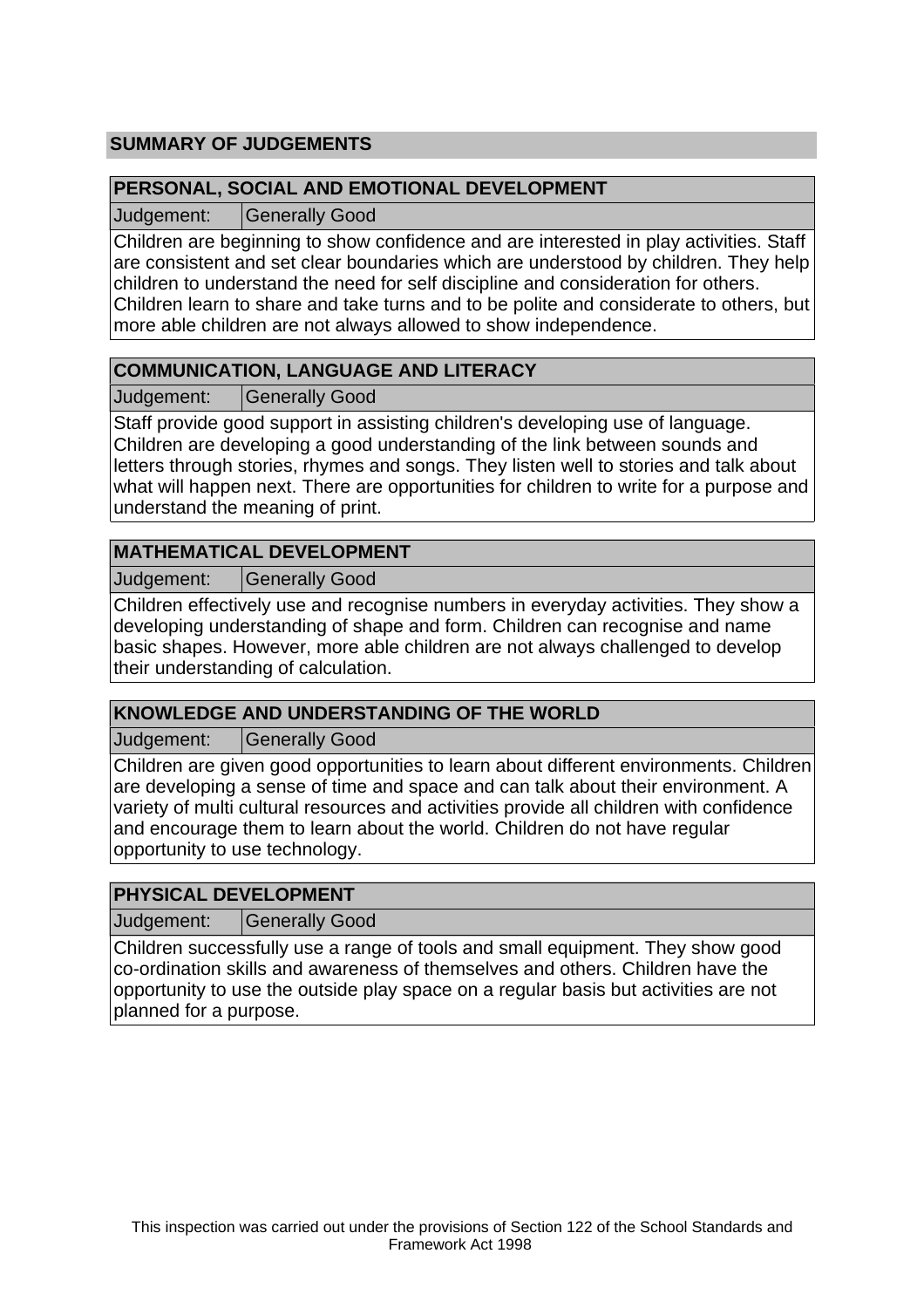## SUMMARY OF JUDGEMENTS

### PERSONAL, SOCIAL AND EMOTIONAL DEVELOPMENT

| Judgement: | Generally Good |
|---|---|

Children are beginning to show confidence and are interested in play activities. Staff are consistent and set clear boundaries which are understood by children. They help children to understand the need for self discipline and consideration for others. Children learn to share and take turns and to be polite and considerate to others, but more able children are not always allowed to show independence.

### COMMUNICATION, LANGUAGE AND LITERACY

| Judgement: | Generally Good |
|---|---|

Staff provide good support in assisting children's developing use of language. Children are developing a good understanding of the link between sounds and letters through stories, rhymes and songs. They listen well to stories and talk about what will happen next. There are opportunities for children to write for a purpose and understand the meaning of print.

### MATHEMATICAL DEVELOPMENT

| Judgement: | Generally Good |
|---|---|

Children effectively use and recognise numbers in everyday activities. They show a developing understanding of shape and form. Children can recognise and name basic shapes. However, more able children are not always challenged to develop their understanding of calculation.

### KNOWLEDGE AND UNDERSTANDING OF THE WORLD

| Judgement: | Generally Good |
|---|---|

Children are given good opportunities to learn about different environments. Children are developing a sense of time and space and can talk about their environment. A variety of multi cultural resources and activities provide all children with confidence and encourage them to learn about the world. Children do not have regular opportunity to use technology.

### PHYSICAL DEVELOPMENT

| Judgement: | Generally Good |
|---|---|

Children successfully use a range of tools and small equipment. They show good co-ordination skills and awareness of themselves and others. Children have the opportunity to use the outside play space on a regular basis but activities are not planned for a purpose.

This inspection was carried out under the provisions of Section 122 of the School Standards and Framework Act 1998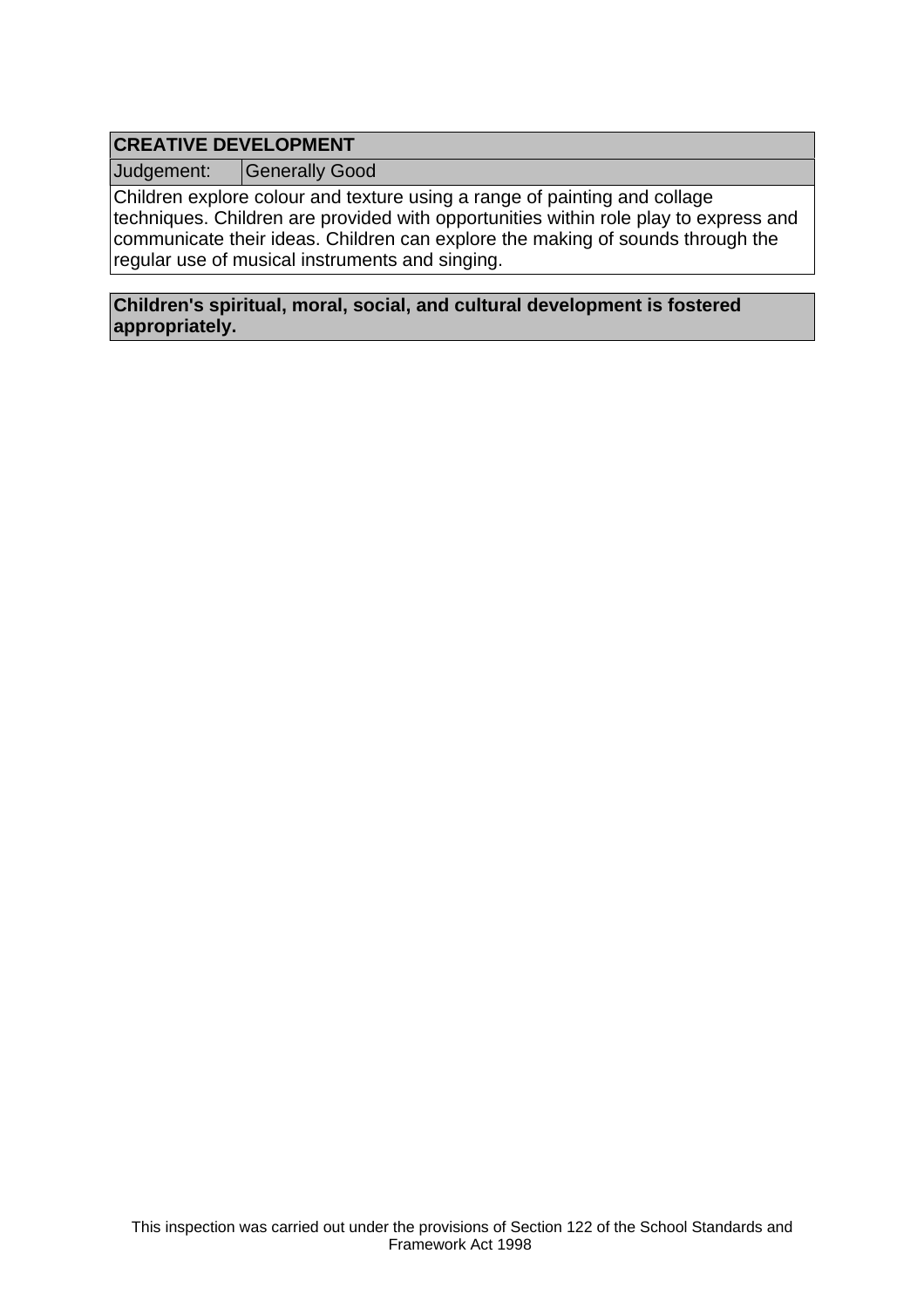| CREATIVE DEVELOPMENT | |
| --- | --- |
| Judgement: | Generally Good |
| Children explore colour and texture using a range of painting and collage techniques. Children are provided with opportunities within role play to express and communicate their ideas. Children can explore the making of sounds through the regular use of musical instruments and singing. | |

**Children's spiritual, moral, social, and cultural development is fostered appropriately.**

This inspection was carried out under the provisions of Section 122 of the School Standards and Framework Act 1998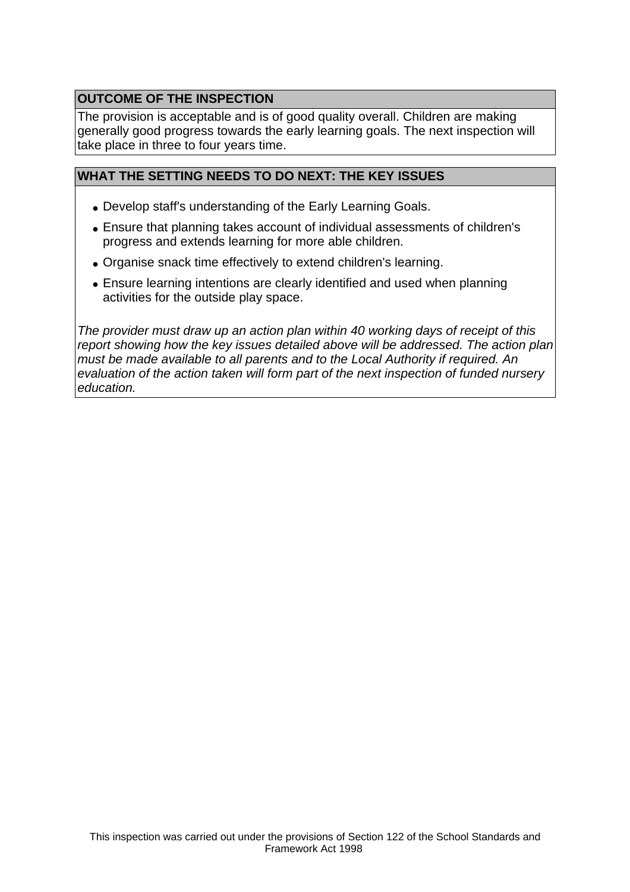## OUTCOME OF THE INSPECTION

The provision is acceptable and is of good quality overall. Children are making generally good progress towards the early learning goals. The next inspection will take place in three to four years time.

## WHAT THE SETTING NEEDS TO DO NEXT: THE KEY ISSUES

- Develop staff's understanding of the Early Learning Goals.
- Ensure that planning takes account of individual assessments of children's progress and extends learning for more able children.
- Organise snack time effectively to extend children's learning.
- Ensure learning intentions are clearly identified and used when planning activities for the outside play space.

*The provider must draw up an action plan within 40 working days of receipt of this report showing how the key issues detailed above will be addressed. The action plan must be made available to all parents and to the Local Authority if required. An evaluation of the action taken will form part of the next inspection of funded nursery education.*

This inspection was carried out under the provisions of Section 122 of the School Standards and Framework Act 1998